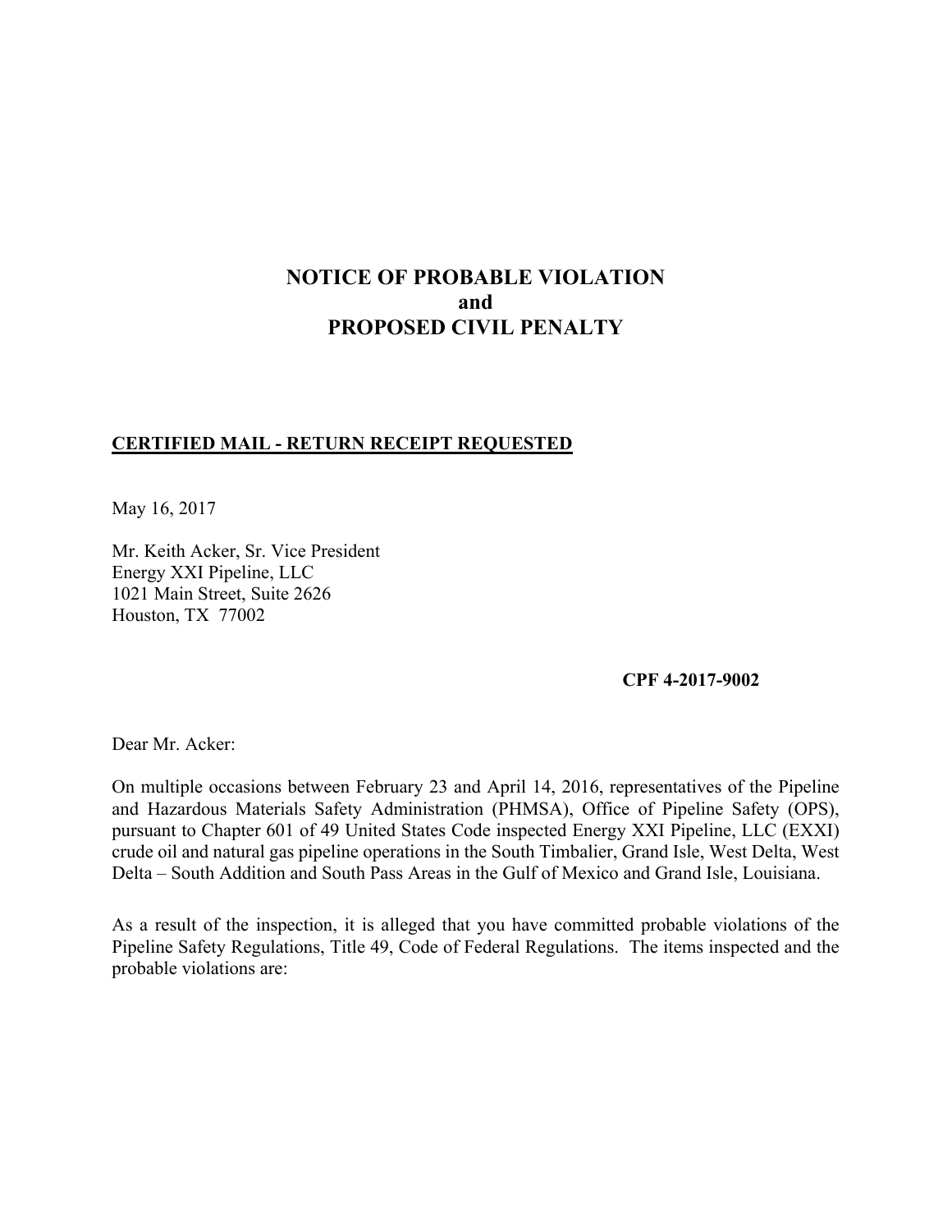# NOTICE OF PROBABLE VIOLATION
# and
# PROPOSED CIVIL PENALTY

**CERTIFIED MAIL - RETURN RECEIPT REQUESTED**

May 16, 2017

Mr. Keith Acker, Sr. Vice President
Energy XXI Pipeline, LLC
1021 Main Street, Suite 2626
Houston, TX 77002

**CPF 4-2017-9002**

Dear Mr. Acker:

On multiple occasions between February 23 and April 14, 2016, representatives of the Pipeline and Hazardous Materials Safety Administration (PHMSA), Office of Pipeline Safety (OPS), pursuant to Chapter 601 of 49 United States Code inspected Energy XXI Pipeline, LLC (EXXI) crude oil and natural gas pipeline operations in the South Timbalier, Grand Isle, West Delta, West Delta – South Addition and South Pass Areas in the Gulf of Mexico and Grand Isle, Louisiana.

As a result of the inspection, it is alleged that you have committed probable violations of the Pipeline Safety Regulations, Title 49, Code of Federal Regulations. The items inspected and the probable violations are: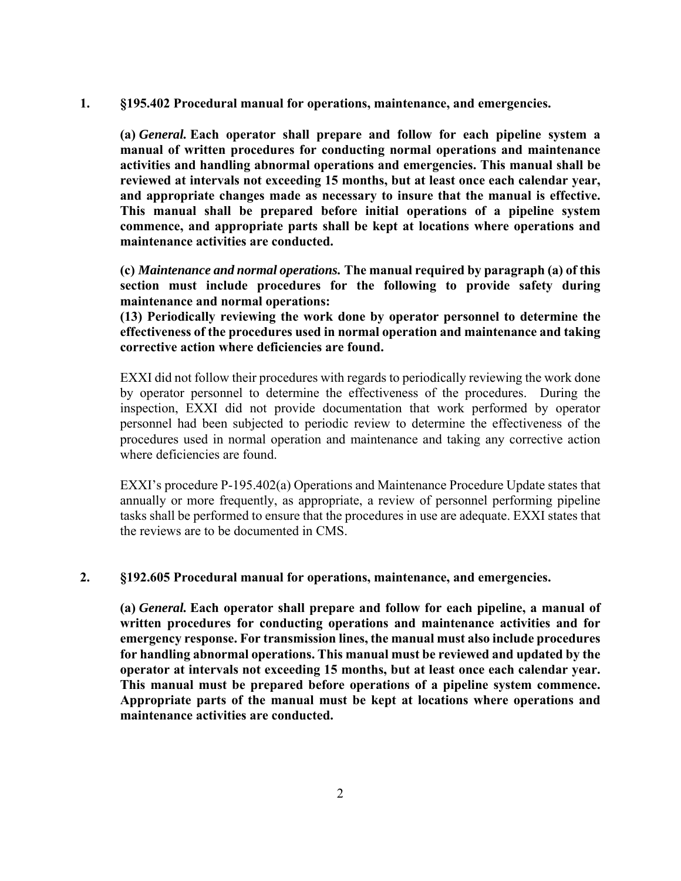1. **§195.402 Procedural manual for operations, maintenance, and emergencies.**

**(a)** ***General.*** **Each operator shall prepare and follow for each pipeline system a manual of written procedures for conducting normal operations and maintenance activities and handling abnormal operations and emergencies. This manual shall be reviewed at intervals not exceeding 15 months, but at least once each calendar year, and appropriate changes made as necessary to insure that the manual is effective. This manual shall be prepared before initial operations of a pipeline system commence, and appropriate parts shall be kept at locations where operations and maintenance activities are conducted.**

**(c)** ***Maintenance and normal operations.*** **The manual required by paragraph (a) of this section must include procedures for the following to provide safety during maintenance and normal operations:**
**(13) Periodically reviewing the work done by operator personnel to determine the effectiveness of the procedures used in normal operation and maintenance and taking corrective action where deficiencies are found.**

EXXI did not follow their procedures with regards to periodically reviewing the work done by operator personnel to determine the effectiveness of the procedures. During the inspection, EXXI did not provide documentation that work performed by operator personnel had been subjected to periodic review to determine the effectiveness of the procedures used in normal operation and maintenance and taking any corrective action where deficiencies are found.

EXXI's procedure P-195.402(a) Operations and Maintenance Procedure Update states that annually or more frequently, as appropriate, a review of personnel performing pipeline tasks shall be performed to ensure that the procedures in use are adequate. EXXI states that the reviews are to be documented in CMS.

2. **§192.605 Procedural manual for operations, maintenance, and emergencies.**

**(a)** ***General.*** **Each operator shall prepare and follow for each pipeline, a manual of written procedures for conducting operations and maintenance activities and for emergency response. For transmission lines, the manual must also include procedures for handling abnormal operations. This manual must be reviewed and updated by the operator at intervals not exceeding 15 months, but at least once each calendar year. This manual must be prepared before operations of a pipeline system commence. Appropriate parts of the manual must be kept at locations where operations and maintenance activities are conducted.**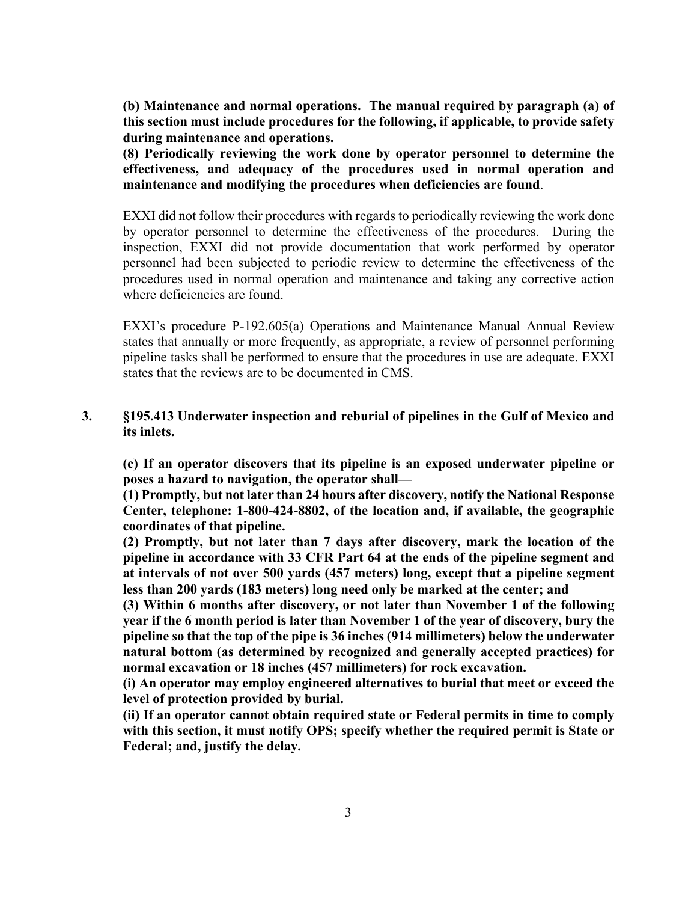**(b) Maintenance and normal operations. The manual required by paragraph (a) of this section must include procedures for the following, if applicable, to provide safety during maintenance and operations.**

**(8) Periodically reviewing the work done by operator personnel to determine the effectiveness, and adequacy of the procedures used in normal operation and maintenance and modifying the procedures when deficiencies are found**.

EXXI did not follow their procedures with regards to periodically reviewing the work done by operator personnel to determine the effectiveness of the procedures. During the inspection, EXXI did not provide documentation that work performed by operator personnel had been subjected to periodic review to determine the effectiveness of the procedures used in normal operation and maintenance and taking any corrective action where deficiencies are found.

EXXI's procedure P-192.605(a) Operations and Maintenance Manual Annual Review states that annually or more frequently, as appropriate, a review of personnel performing pipeline tasks shall be performed to ensure that the procedures in use are adequate. EXXI states that the reviews are to be documented in CMS.

**3. §195.413 Underwater inspection and reburial of pipelines in the Gulf of Mexico and its inlets.**

**(c) If an operator discovers that its pipeline is an exposed underwater pipeline or poses a hazard to navigation, the operator shall—**

**(1) Promptly, but not later than 24 hours after discovery, notify the National Response Center, telephone: 1-800-424-8802, of the location and, if available, the geographic coordinates of that pipeline.**

**(2) Promptly, but not later than 7 days after discovery, mark the location of the pipeline in accordance with 33 CFR Part 64 at the ends of the pipeline segment and at intervals of not over 500 yards (457 meters) long, except that a pipeline segment less than 200 yards (183 meters) long need only be marked at the center; and**

**(3) Within 6 months after discovery, or not later than November 1 of the following year if the 6 month period is later than November 1 of the year of discovery, bury the pipeline so that the top of the pipe is 36 inches (914 millimeters) below the underwater natural bottom (as determined by recognized and generally accepted practices) for normal excavation or 18 inches (457 millimeters) for rock excavation.**

**(i) An operator may employ engineered alternatives to burial that meet or exceed the level of protection provided by burial.**

**(ii) If an operator cannot obtain required state or Federal permits in time to comply with this section, it must notify OPS; specify whether the required permit is State or Federal; and, justify the delay.**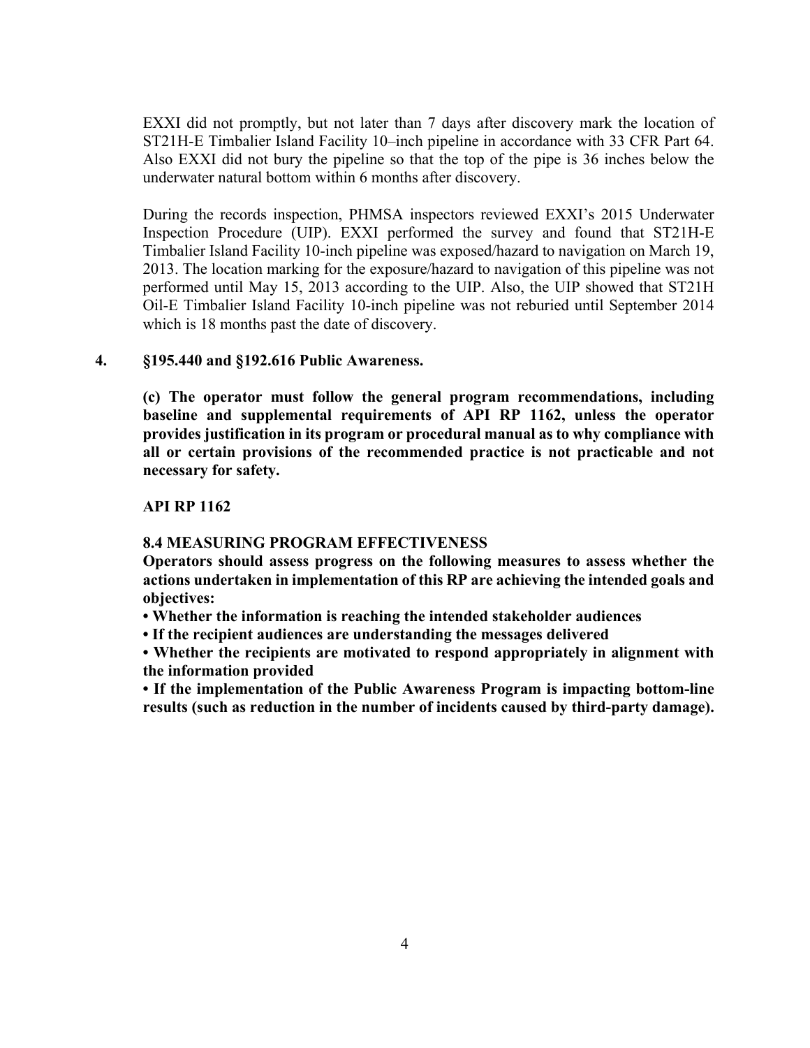EXXI did not promptly, but not later than 7 days after discovery mark the location of ST21H-E Timbalier Island Facility 10–inch pipeline in accordance with 33 CFR Part 64. Also EXXI did not bury the pipeline so that the top of the pipe is 36 inches below the underwater natural bottom within 6 months after discovery.

During the records inspection, PHMSA inspectors reviewed EXXI's 2015 Underwater Inspection Procedure (UIP). EXXI performed the survey and found that ST21H-E Timbalier Island Facility 10-inch pipeline was exposed/hazard to navigation on March 19, 2013. The location marking for the exposure/hazard to navigation of this pipeline was not performed until May 15, 2013 according to the UIP. Also, the UIP showed that ST21H Oil-E Timbalier Island Facility 10-inch pipeline was not reburied until September 2014 which is 18 months past the date of discovery.

4. **§195.440 and §192.616 Public Awareness.**

   **(c) The operator must follow the general program recommendations, including baseline and supplemental requirements of API RP 1162, unless the operator provides justification in its program or procedural manual as to why compliance with all or certain provisions of the recommended practice is not practicable and not necessary for safety.**

   **API RP 1162**

   **8.4 MEASURING PROGRAM EFFECTIVENESS**
   **Operators should assess progress on the following measures to assess whether the actions undertaken in implementation of this RP are achieving the intended goals and objectives:**
   - **Whether the information is reaching the intended stakeholder audiences**
   - **If the recipient audiences are understanding the messages delivered**
   - **Whether the recipients are motivated to respond appropriately in alignment with the information provided**
   - **If the implementation of the Public Awareness Program is impacting bottom-line results (such as reduction in the number of incidents caused by third-party damage).**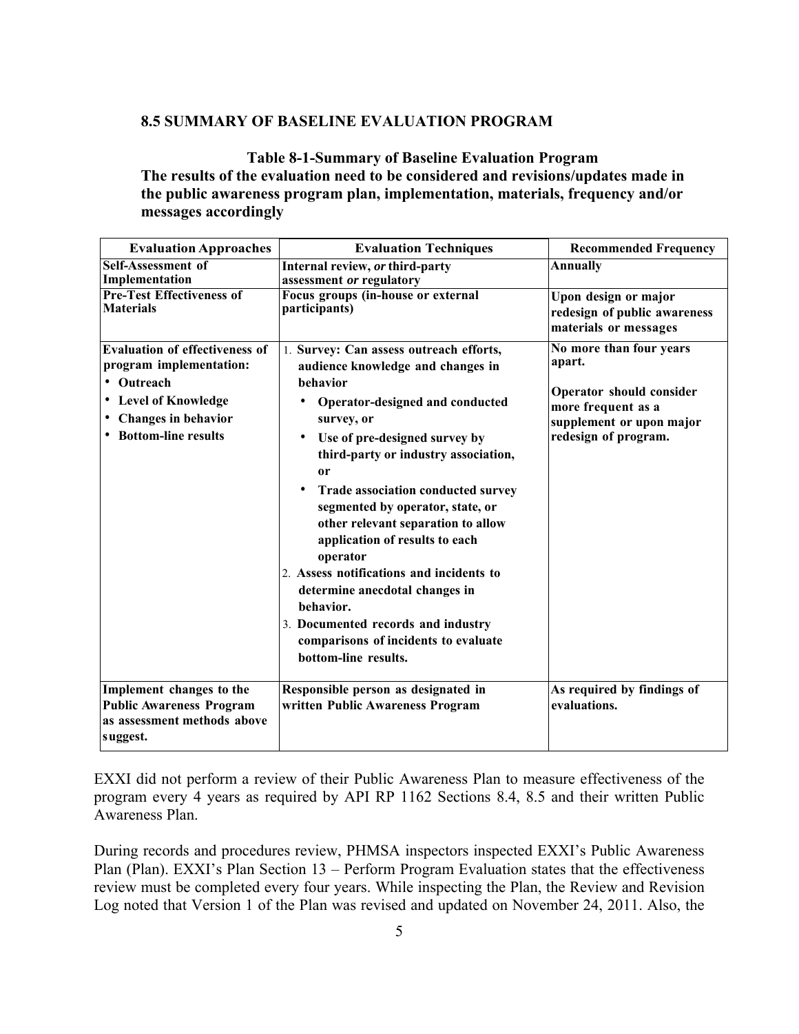### 8.5 SUMMARY OF BASELINE EVALUATION PROGRAM

**Table 8-1-Summary of Baseline Evaluation Program**

**The results of the evaluation need to be considered and revisions/updates made in the public awareness program plan, implementation, materials, frequency and/or messages accordingly**

| Evaluation Approaches | Evaluation Techniques | Recommended Frequency |
|---|---|---|
| **Self-Assessment of Implementation** | **Internal review, *or* third-party assessment *or* regulatory** | **Annually** |
| **Pre-Test Effectiveness of Materials** | **Focus groups (in-house or external participants)** | **Upon design or major redesign of public awareness materials or messages** |
| **Evaluation of effectiveness of program implementation:**<br>• **Outreach**<br>• **Level of Knowledge**<br>• **Changes in behavior**<br>• **Bottom-line results** | 1. **Survey: Can assess outreach efforts, audience knowledge and changes in behavior**<br>• **Operator-designed and conducted survey, or**<br>• **Use of pre-designed survey by third-party or industry association, or**<br>• **Trade association conducted survey segmented by operator, state, or other relevant separation to allow application of results to each operator**<br>2. **Assess notifications and incidents to determine anecdotal changes in behavior.**<br>3. **Documented records and industry comparisons of incidents to evaluate bottom-line results.** | **No more than four years apart.**<br><br>**Operator should consider more frequent as a supplement or upon major redesign of program.** |
| **Implement changes to the Public Awareness Program as assessment methods above suggest.** | **Responsible person as designated in written Public Awareness Program** | **As required by findings of evaluations.** |

EXXI did not perform a review of their Public Awareness Plan to measure effectiveness of the program every 4 years as required by API RP 1162 Sections 8.4, 8.5 and their written Public Awareness Plan.

During records and procedures review, PHMSA inspectors inspected EXXI's Public Awareness Plan (Plan). EXXI's Plan Section 13 – Perform Program Evaluation states that the effectiveness review must be completed every four years. While inspecting the Plan, the Review and Revision Log noted that Version 1 of the Plan was revised and updated on November 24, 2011. Also, the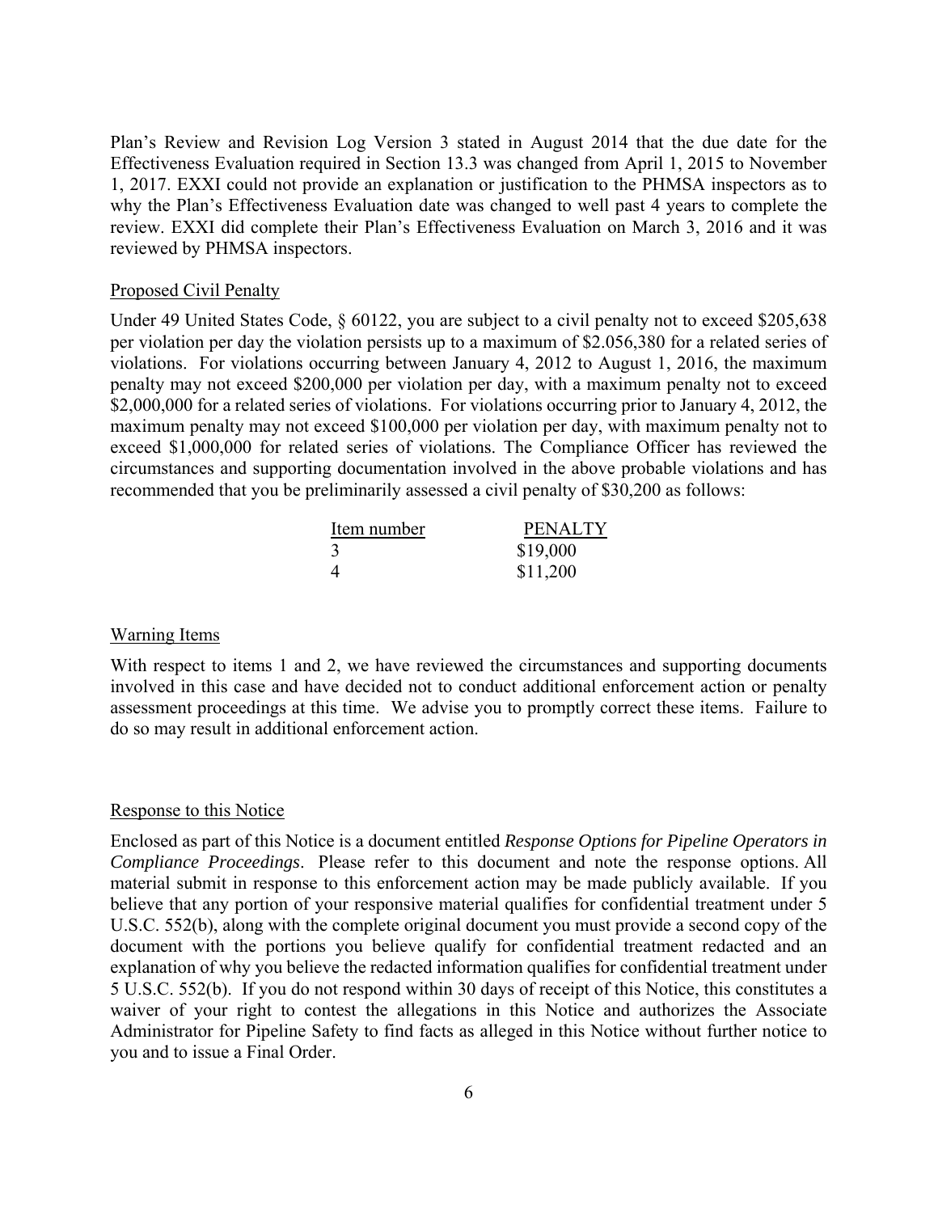Plan's Review and Revision Log Version 3 stated in August 2014 that the due date for the Effectiveness Evaluation required in Section 13.3 was changed from April 1, 2015 to November 1, 2017. EXXI could not provide an explanation or justification to the PHMSA inspectors as to why the Plan's Effectiveness Evaluation date was changed to well past 4 years to complete the review. EXXI did complete their Plan's Effectiveness Evaluation on March 3, 2016 and it was reviewed by PHMSA inspectors.

Proposed Civil Penalty

Under 49 United States Code, § 60122, you are subject to a civil penalty not to exceed $205,638 per violation per day the violation persists up to a maximum of $2.056,380 for a related series of violations. For violations occurring between January 4, 2012 to August 1, 2016, the maximum penalty may not exceed $200,000 per violation per day, with a maximum penalty not to exceed $2,000,000 for a related series of violations. For violations occurring prior to January 4, 2012, the maximum penalty may not exceed $100,000 per violation per day, with maximum penalty not to exceed $1,000,000 for related series of violations. The Compliance Officer has reviewed the circumstances and supporting documentation involved in the above probable violations and has recommended that you be preliminarily assessed a civil penalty of $30,200 as follows:

| Item number | PENALTY |
| --- | --- |
| 3 | $19,000 |
| 4 | $11,200 |

Warning Items

With respect to items 1 and 2, we have reviewed the circumstances and supporting documents involved in this case and have decided not to conduct additional enforcement action or penalty assessment proceedings at this time. We advise you to promptly correct these items. Failure to do so may result in additional enforcement action.

Response to this Notice

Enclosed as part of this Notice is a document entitled *Response Options for Pipeline Operators in Compliance Proceedings*. Please refer to this document and note the response options. All material submit in response to this enforcement action may be made publicly available. If you believe that any portion of your responsive material qualifies for confidential treatment under 5 U.S.C. 552(b), along with the complete original document you must provide a second copy of the document with the portions you believe qualify for confidential treatment redacted and an explanation of why you believe the redacted information qualifies for confidential treatment under 5 U.S.C. 552(b). If you do not respond within 30 days of receipt of this Notice, this constitutes a waiver of your right to contest the allegations in this Notice and authorizes the Associate Administrator for Pipeline Safety to find facts as alleged in this Notice without further notice to you and to issue a Final Order.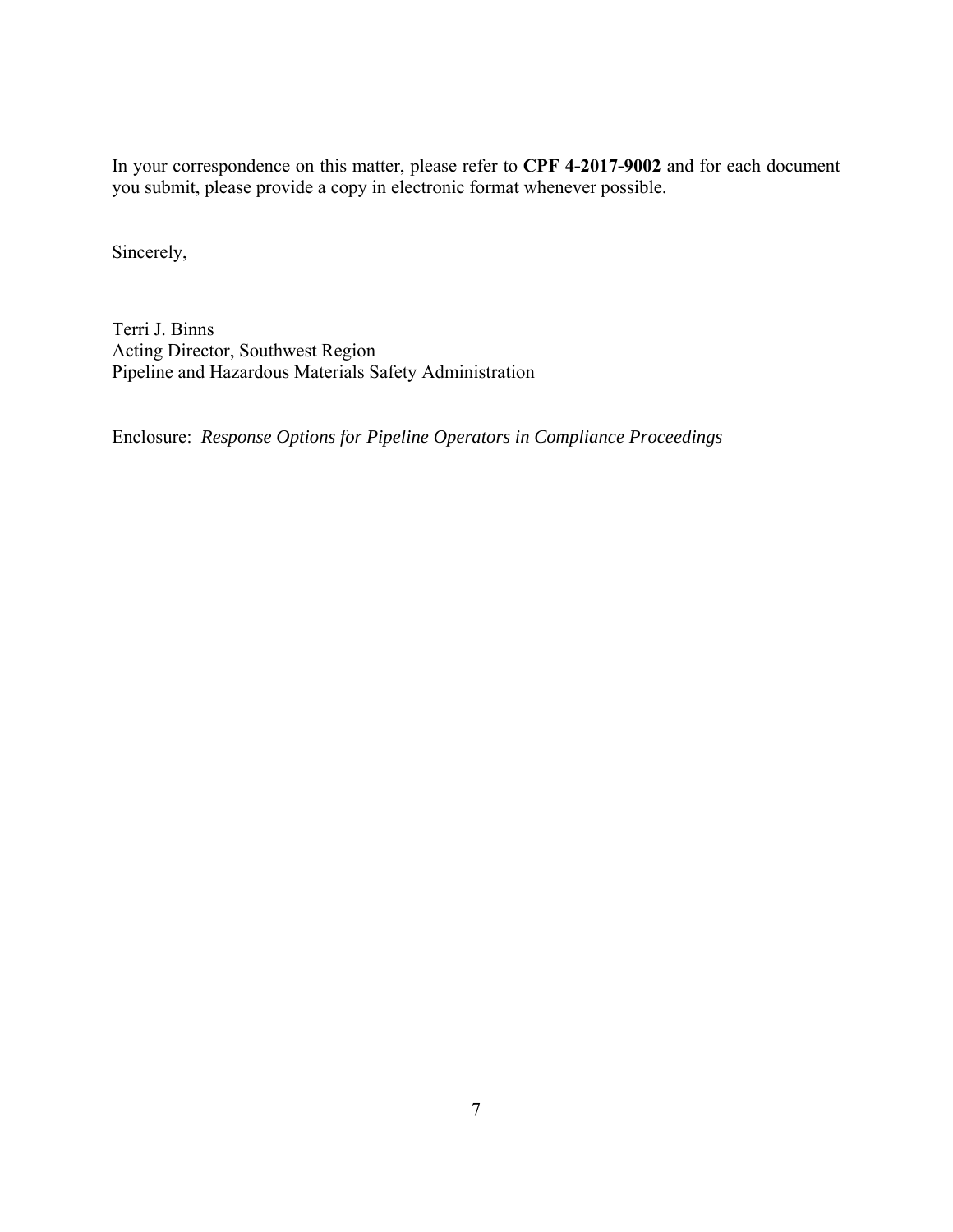In your correspondence on this matter, please refer to **CPF 4-2017-9002** and for each document you submit, please provide a copy in electronic format whenever possible.

Sincerely,

Terri J. Binns
Acting Director, Southwest Region
Pipeline and Hazardous Materials Safety Administration

Enclosure: *Response Options for Pipeline Operators in Compliance Proceedings*